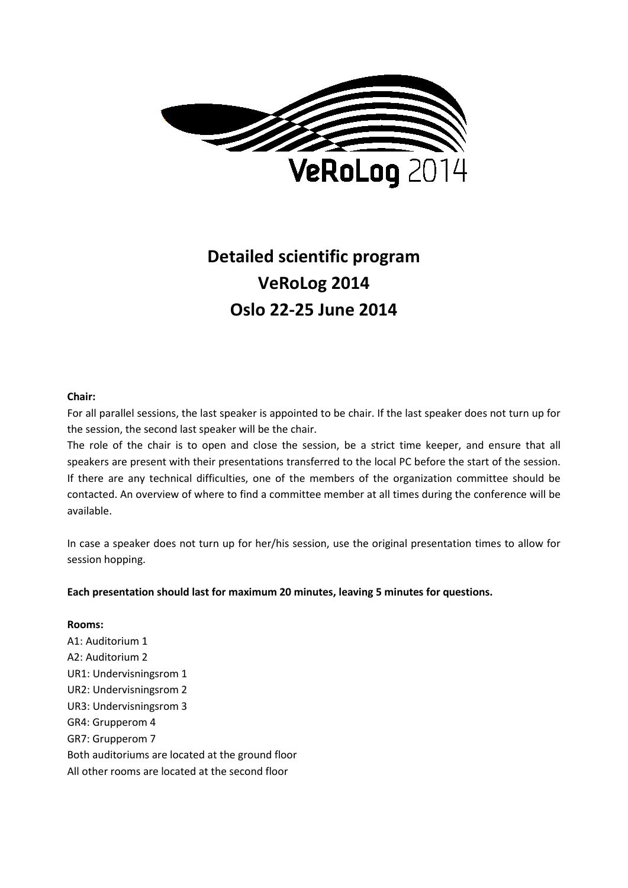VeRoLog 2014

# Detailed scientific program VeRoLog 2014 Oslo 22-25 June 2014

**Chair:**

For all parallel sessions, the last speaker is appointed to be chair. If the last speaker does not turn up for the session, the second last speaker will be the chair.

The role of the chair is to open and close the session, be a strict time keeper, and ensure that all speakers are present with their presentations transferred to the local PC before the start of the session. If there are any technical difficulties, one of the members of the organization committee should be contacted. An overview of where to find a committee member at all times during the conference will be available.

In case a speaker does not turn up for her/his session, use the original presentation times to allow for session hopping.

**Each presentation should last for maximum 20 minutes, leaving 5 minutes for questions.**

**Rooms:**

A1: Auditorium 1
A2: Auditorium 2
UR1: Undervisningsrom 1
UR2: Undervisningsrom 2
UR3: Undervisningsrom 3
GR4: Grupperom 4
GR7: Grupperom 7
Both auditoriums are located at the ground floor
All other rooms are located at the second floor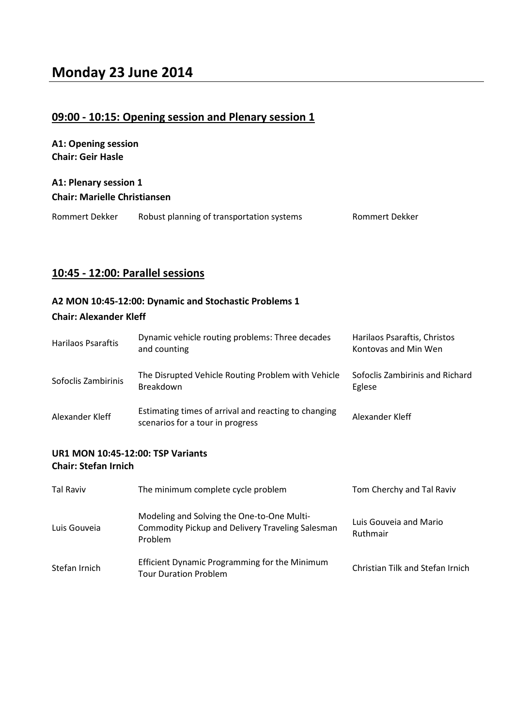# Monday 23 June 2014

## 09:00 - 10:15: Opening session and Plenary session 1

**A1: Opening session**
**Chair: Geir Hasle**

**A1: Plenary session 1**
**Chair: Marielle Christiansen**

| | | |
|---|---|---|
| Rommert Dekker | Robust planning of transportation systems | Rommert Dekker |

## 10:45 - 12:00: Parallel sessions

**A2 MON 10:45-12:00: Dynamic and Stochastic Problems 1**
**Chair: Alexander Kleff**

| | | |
|---|---|---|
| Harilaos Psaraftis | Dynamic vehicle routing problems: Three decades and counting | Harilaos Psaraftis, Christos Kontovas and Min Wen |
| Sofoclis Zambirinis | The Disrupted Vehicle Routing Problem with Vehicle Breakdown | Sofoclis Zambirinis and Richard Eglese |
| Alexander Kleff | Estimating times of arrival and reacting to changing scenarios for a tour in progress | Alexander Kleff |

**UR1 MON 10:45-12:00: TSP Variants**
**Chair: Stefan Irnich**

| | | |
|---|---|---|
| Tal Raviv | The minimum complete cycle problem | Tom Cherchy and Tal Raviv |
| Luis Gouveia | Modeling and Solving the One-to-One Multi-Commodity Pickup and Delivery Traveling Salesman Problem | Luis Gouveia and Mario Ruthmair |
| Stefan Irnich | Efficient Dynamic Programming for the Minimum Tour Duration Problem | Christian Tilk and Stefan Irnich |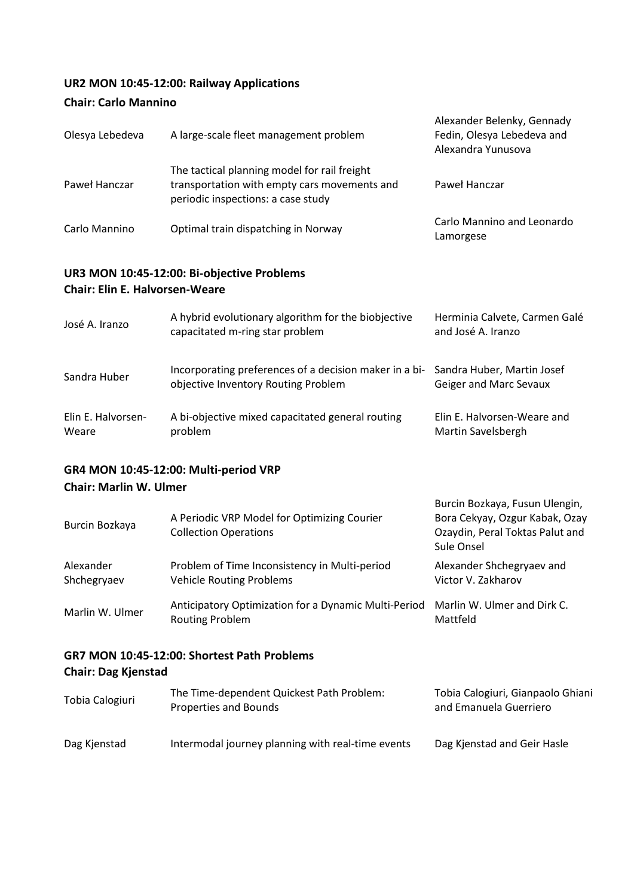### UR2 MON 10:45-12:00: Railway Applications

**Chair: Carlo Mannino**

| | | |
|---|---|---|
| Olesya Lebedeva | A large-scale fleet management problem | Alexander Belenky, Gennady Fedin, Olesya Lebedeva and Alexandra Yunusova |
| Paweł Hanczar | The tactical planning model for rail freight transportation with empty cars movements and periodic inspections: a case study | Paweł Hanczar |
| Carlo Mannino | Optimal train dispatching in Norway | Carlo Mannino and Leonardo Lamorgese |

### UR3 MON 10:45-12:00: Bi-objective Problems

**Chair: Elin E. Halvorsen-Weare**

| | | |
|---|---|---|
| José A. Iranzo | A hybrid evolutionary algorithm for the biobjective capacitated m-ring star problem | Herminia Calvete, Carmen Galé and José A. Iranzo |
| Sandra Huber | Incorporating preferences of a decision maker in a bi-objective Inventory Routing Problem | Sandra Huber, Martin Josef Geiger and Marc Sevaux |
| Elin E. Halvorsen-Weare | A bi-objective mixed capacitated general routing problem | Elin E. Halvorsen-Weare and Martin Savelsbergh |

### GR4 MON 10:45-12:00: Multi-period VRP

**Chair: Marlin W. Ulmer**

| | | |
|---|---|---|
| Burcin Bozkaya | A Periodic VRP Model for Optimizing Courier Collection Operations | Burcin Bozkaya, Fusun Ulengin, Bora Cekyay, Ozgur Kabak, Ozay Ozaydin, Peral Toktas Palut and Sule Onsel |
| Alexander Shchegryaev | Problem of Time Inconsistency in Multi-period Vehicle Routing Problems | Alexander Shchegryaev and Victor V. Zakharov |
| Marlin W. Ulmer | Anticipatory Optimization for a Dynamic Multi-Period Routing Problem | Marlin W. Ulmer and Dirk C. Mattfeld |

### GR7 MON 10:45-12:00: Shortest Path Problems

**Chair: Dag Kjenstad**

| | | |
|---|---|---|
| Tobia Calogiuri | The Time-dependent Quickest Path Problem: Properties and Bounds | Tobia Calogiuri, Gianpaolo Ghiani and Emanuela Guerriero |
| Dag Kjenstad | Intermodal journey planning with real-time events | Dag Kjenstad and Geir Hasle |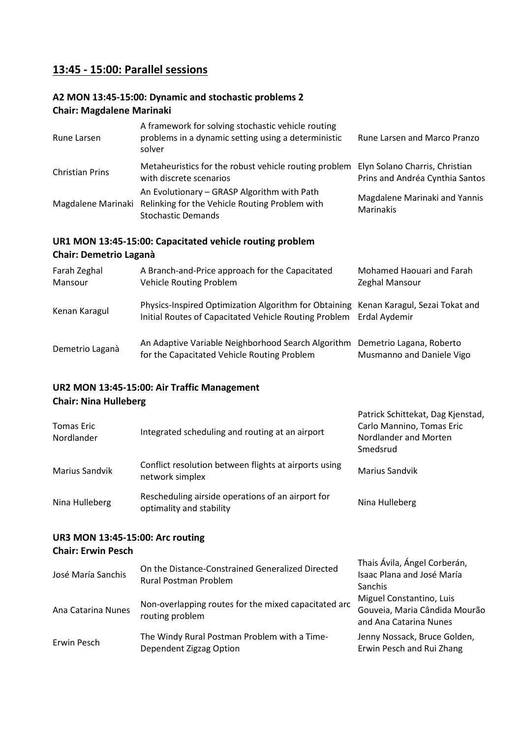## 13:45 - 15:00: Parallel sessions

### A2 MON 13:45-15:00: Dynamic and stochastic problems 2
**Chair: Magdalene Marinaki**

| | | |
|---|---|---|
| Rune Larsen | A framework for solving stochastic vehicle routing problems in a dynamic setting using a deterministic solver | Rune Larsen and Marco Pranzo |
| Christian Prins | Metaheuristics for the robust vehicle routing problem with discrete scenarios | Elyn Solano Charris, Christian Prins and Andréa Cynthia Santos |
| Magdalene Marinaki | An Evolutionary – GRASP Algorithm with Path Relinking for the Vehicle Routing Problem with Stochastic Demands | Magdalene Marinaki and Yannis Marinakis |

### UR1 MON 13:45-15:00: Capacitated vehicle routing problem
**Chair: Demetrio Laganà**

| | | |
|---|---|---|
| Farah Zeghal Mansour | A Branch-and-Price approach for the Capacitated Vehicle Routing Problem | Mohamed Haouari and Farah Zeghal Mansour |
| Kenan Karagul | Physics-Inspired Optimization Algorithm for Obtaining Initial Routes of Capacitated Vehicle Routing Problem | Kenan Karagul, Sezai Tokat and Erdal Aydemir |
| Demetrio Laganà | An Adaptive Variable Neighborhood Search Algorithm for the Capacitated Vehicle Routing Problem | Demetrio Lagana, Roberto Musmanno and Daniele Vigo |

### UR2 MON 13:45-15:00: Air Traffic Management
**Chair: Nina Hulleberg**

| | | |
|---|---|---|
| Tomas Eric Nordlander | Integrated scheduling and routing at an airport | Patrick Schittekat, Dag Kjenstad, Carlo Mannino, Tomas Eric Nordlander and Morten Smedsrud |
| Marius Sandvik | Conflict resolution between flights at airports using network simplex | Marius Sandvik |
| Nina Hulleberg | Rescheduling airside operations of an airport for optimality and stability | Nina Hulleberg |

### UR3 MON 13:45-15:00: Arc routing
**Chair: Erwin Pesch**

| | | |
|---|---|---|
| José María Sanchis | On the Distance-Constrained Generalized Directed Rural Postman Problem | Thais Ávila, Ángel Corberán, Isaac Plana and José María Sanchis |
| Ana Catarina Nunes | Non-overlapping routes for the mixed capacitated arc routing problem | Miguel Constantino, Luis Gouveia, Maria Cândida Mourão and Ana Catarina Nunes |
| Erwin Pesch | The Windy Rural Postman Problem with a Time-Dependent Zigzag Option | Jenny Nossack, Bruce Golden, Erwin Pesch and Rui Zhang |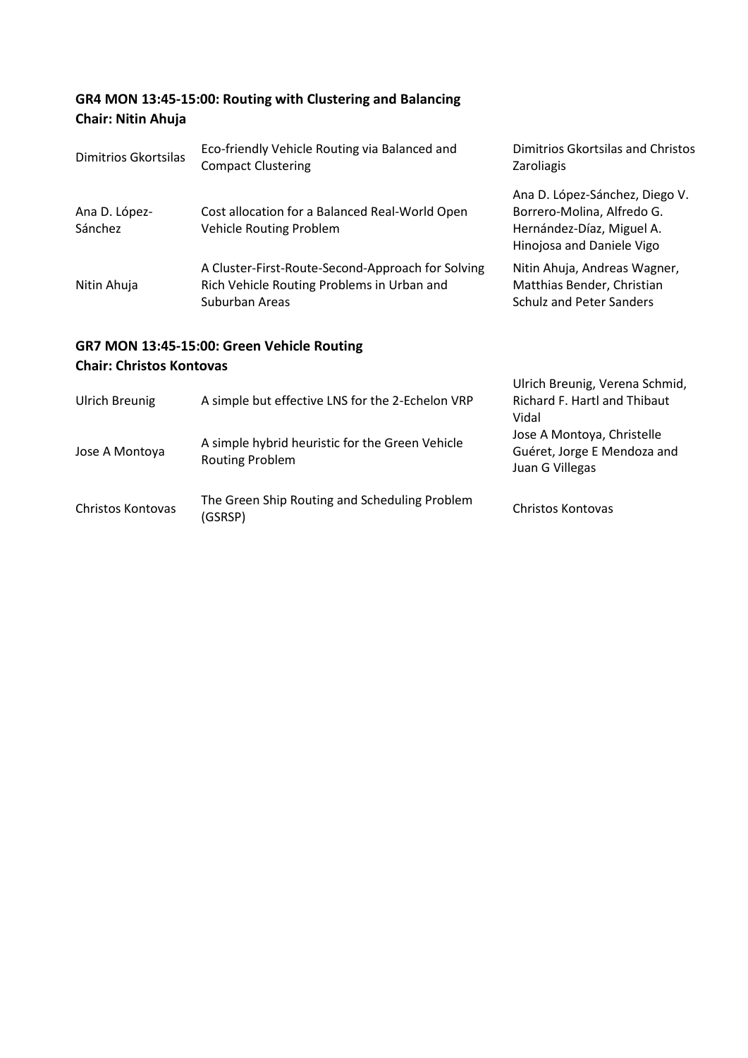**GR4 MON 13:45-15:00: Routing with Clustering and Balancing**
**Chair: Nitin Ahuja**

| Speaker | Title | Authors |
|---|---|---|
| Dimitrios Gkortsilas | Eco-friendly Vehicle Routing via Balanced and Compact Clustering | Dimitrios Gkortsilas and Christos Zaroliagis |
| Ana D. López-Sánchez | Cost allocation for a Balanced Real-World Open Vehicle Routing Problem | Ana D. López-Sánchez, Diego V. Borrero-Molina, Alfredo G. Hernández-Díaz, Miguel A. Hinojosa and Daniele Vigo |
| Nitin Ahuja | A Cluster-First-Route-Second-Approach for Solving Rich Vehicle Routing Problems in Urban and Suburban Areas | Nitin Ahuja, Andreas Wagner, Matthias Bender, Christian Schulz and Peter Sanders |

**GR7 MON 13:45-15:00: Green Vehicle Routing**
**Chair: Christos Kontovas**

| Speaker | Title | Authors |
|---|---|---|
| Ulrich Breunig | A simple but effective LNS for the 2-Echelon VRP | Ulrich Breunig, Verena Schmid, Richard F. Hartl and Thibaut Vidal |
| Jose A Montoya | A simple hybrid heuristic for the Green Vehicle Routing Problem | Jose A Montoya, Christelle Guéret, Jorge E Mendoza and Juan G Villegas |
| Christos Kontovas | The Green Ship Routing and Scheduling Problem (GSRSP) | Christos Kontovas |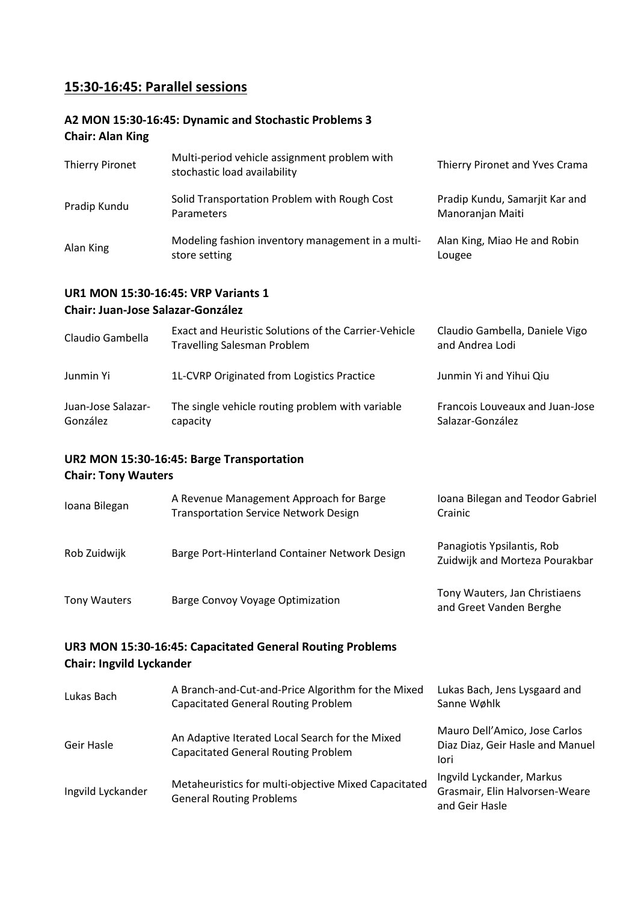## 15:30-16:45: Parallel sessions

### A2 MON 15:30-16:45: Dynamic and Stochastic Problems 3
**Chair: Alan King**

| | | |
|---|---|---|
| Thierry Pironet | Multi-period vehicle assignment problem with stochastic load availability | Thierry Pironet and Yves Crama |
| Pradip Kundu | Solid Transportation Problem with Rough Cost Parameters | Pradip Kundu, Samarjit Kar and Manoranjan Maiti |
| Alan King | Modeling fashion inventory management in a multi-store setting | Alan King, Miao He and Robin Lougee |

### UR1 MON 15:30-16:45: VRP Variants 1
**Chair: Juan-Jose Salazar-González**

| | | |
|---|---|---|
| Claudio Gambella | Exact and Heuristic Solutions of the Carrier-Vehicle Travelling Salesman Problem | Claudio Gambella, Daniele Vigo and Andrea Lodi |
| Junmin Yi | 1L-CVRP Originated from Logistics Practice | Junmin Yi and Yihui Qiu |
| Juan-Jose Salazar-González | The single vehicle routing problem with variable capacity | Francois Louveaux and Juan-Jose Salazar-González |

### UR2 MON 15:30-16:45: Barge Transportation
**Chair: Tony Wauters**

| | | |
|---|---|---|
| Ioana Bilegan | A Revenue Management Approach for Barge Transportation Service Network Design | Ioana Bilegan and Teodor Gabriel Crainic |
| Rob Zuidwijk | Barge Port-Hinterland Container Network Design | Panagiotis Ypsilantis, Rob Zuidwijk and Morteza Pourakbar |
| Tony Wauters | Barge Convoy Voyage Optimization | Tony Wauters, Jan Christiaens and Greet Vanden Berghe |

### UR3 MON 15:30-16:45: Capacitated General Routing Problems
**Chair: Ingvild Lyckander**

| | | |
|---|---|---|
| Lukas Bach | A Branch-and-Cut-and-Price Algorithm for the Mixed Capacitated General Routing Problem | Lukas Bach, Jens Lysgaard and Sanne Wøhlk |
| Geir Hasle | An Adaptive Iterated Local Search for the Mixed Capacitated General Routing Problem | Mauro Dell'Amico, Jose Carlos Diaz Diaz, Geir Hasle and Manuel Iori |
| Ingvild Lyckander | Metaheuristics for multi-objective Mixed Capacitated General Routing Problems | Ingvild Lyckander, Markus Grasmair, Elin Halvorsen-Weare and Geir Hasle |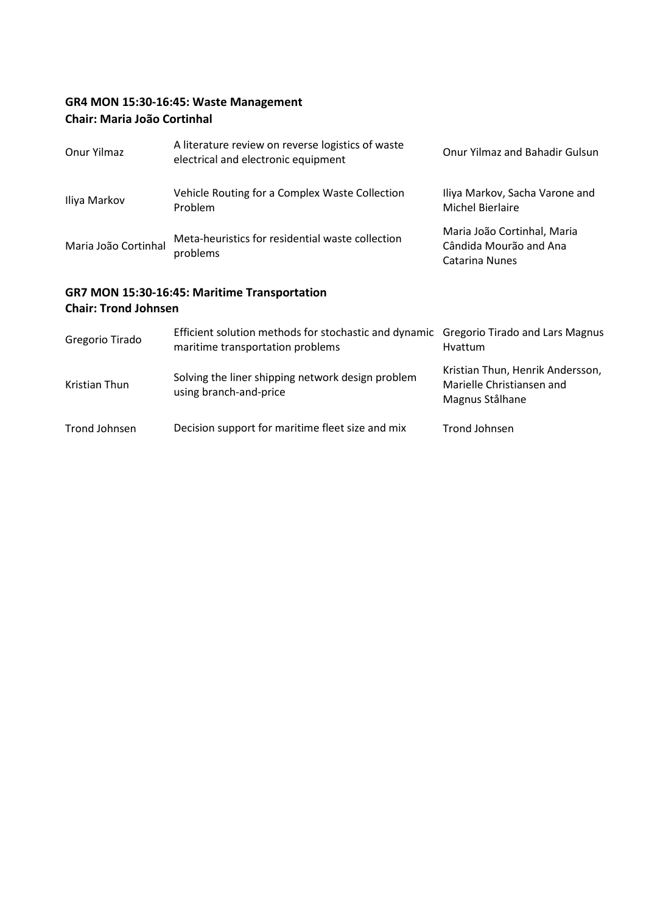**GR4 MON 15:30-16:45: Waste Management**
**Chair: Maria João Cortinhal**

| | | |
|---|---|---|
| Onur Yilmaz | A literature review on reverse logistics of waste electrical and electronic equipment | Onur Yilmaz and Bahadir Gulsun |
| Iliya Markov | Vehicle Routing for a Complex Waste Collection Problem | Iliya Markov, Sacha Varone and Michel Bierlaire |
| Maria João Cortinhal | Meta-heuristics for residential waste collection problems | Maria João Cortinhal, Maria Cândida Mourão and Ana Catarina Nunes |

**GR7 MON 15:30-16:45: Maritime Transportation**
**Chair: Trond Johnsen**

| | | |
|---|---|---|
| Gregorio Tirado | Efficient solution methods for stochastic and dynamic maritime transportation problems | Gregorio Tirado and Lars Magnus Hvattum |
| Kristian Thun | Solving the liner shipping network design problem using branch-and-price | Kristian Thun, Henrik Andersson, Marielle Christiansen and Magnus Stålhane |
| Trond Johnsen | Decision support for maritime fleet size and mix | Trond Johnsen |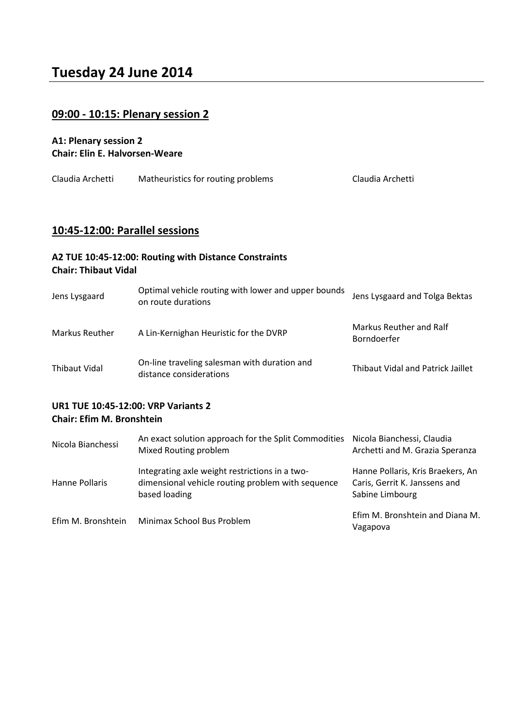# Tuesday 24 June 2014

## 09:00 - 10:15: Plenary session 2

**A1: Plenary session 2**
**Chair: Elin E. Halvorsen-Weare**

| | | |
|---|---|---|
| Claudia Archetti | Matheuristics for routing problems | Claudia Archetti |

## 10:45-12:00: Parallel sessions

**A2 TUE 10:45-12:00: Routing with Distance Constraints**
**Chair: Thibaut Vidal**

| | | |
|---|---|---|
| Jens Lysgaard | Optimal vehicle routing with lower and upper bounds on route durations | Jens Lysgaard and Tolga Bektas |
| Markus Reuther | A Lin-Kernighan Heuristic for the DVRP | Markus Reuther and Ralf Borndoerfer |
| Thibaut Vidal | On-line traveling salesman with duration and distance considerations | Thibaut Vidal and Patrick Jaillet |

**UR1 TUE 10:45-12:00: VRP Variants 2**
**Chair: Efim M. Bronshtein**

| | | |
|---|---|---|
| Nicola Bianchessi | An exact solution approach for the Split Commodities Mixed Routing problem | Nicola Bianchessi, Claudia Archetti and M. Grazia Speranza |
| Hanne Pollaris | Integrating axle weight restrictions in a two-dimensional vehicle routing problem with sequence based loading | Hanne Pollaris, Kris Braekers, An Caris, Gerrit K. Janssens and Sabine Limbourg |
| Efim M. Bronshtein | Minimax School Bus Problem | Efim M. Bronshtein and Diana M. Vagapova |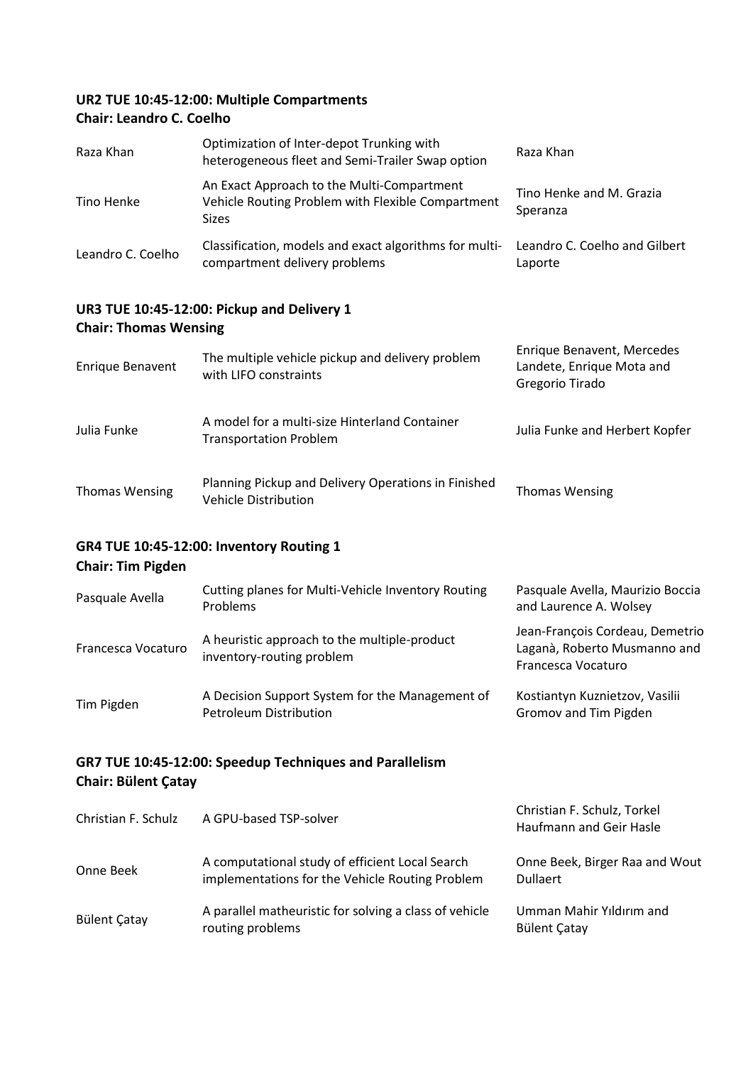### UR2 TUE 10:45-12:00: Multiple Compartments
**Chair: Leandro C. Coelho**

| | | |
|---|---|---|
| Raza Khan | Optimization of Inter-depot Trunking with heterogeneous fleet and Semi-Trailer Swap option | Raza Khan |
| Tino Henke | An Exact Approach to the Multi-Compartment Vehicle Routing Problem with Flexible Compartment Sizes | Tino Henke and M. Grazia Speranza |
| Leandro C. Coelho | Classification, models and exact algorithms for multi-compartment delivery problems | Leandro C. Coelho and Gilbert Laporte |

### UR3 TUE 10:45-12:00: Pickup and Delivery 1
**Chair: Thomas Wensing**

| | | |
|---|---|---|
| Enrique Benavent | The multiple vehicle pickup and delivery problem with LIFO constraints | Enrique Benavent, Mercedes Landete, Enrique Mota and Gregorio Tirado |
| Julia Funke | A model for a multi-size Hinterland Container Transportation Problem | Julia Funke and Herbert Kopfer |
| Thomas Wensing | Planning Pickup and Delivery Operations in Finished Vehicle Distribution | Thomas Wensing |

### GR4 TUE 10:45-12:00: Inventory Routing 1
**Chair: Tim Pigden**

| | | |
|---|---|---|
| Pasquale Avella | Cutting planes for Multi-Vehicle Inventory Routing Problems | Pasquale Avella, Maurizio Boccia and Laurence A. Wolsey |
| Francesca Vocaturo | A heuristic approach to the multiple-product inventory-routing problem | Jean-François Cordeau, Demetrio Laganà, Roberto Musmanno and Francesca Vocaturo |
| Tim Pigden | A Decision Support System for the Management of Petroleum Distribution | Kostiantyn Kuznietzov, Vasilii Gromov and Tim Pigden |

### GR7 TUE 10:45-12:00: Speedup Techniques and Parallelism
**Chair: Bülent Çatay**

| | | |
|---|---|---|
| Christian F. Schulz | A GPU-based TSP-solver | Christian F. Schulz, Torkel Haufmann and Geir Hasle |
| Onne Beek | A computational study of efficient Local Search implementations for the Vehicle Routing Problem | Onne Beek, Birger Raa and Wout Dullaert |
| Bülent Çatay | A parallel matheuristic for solving a class of vehicle routing problems | Umman Mahir Yıldırım and Bülent Çatay |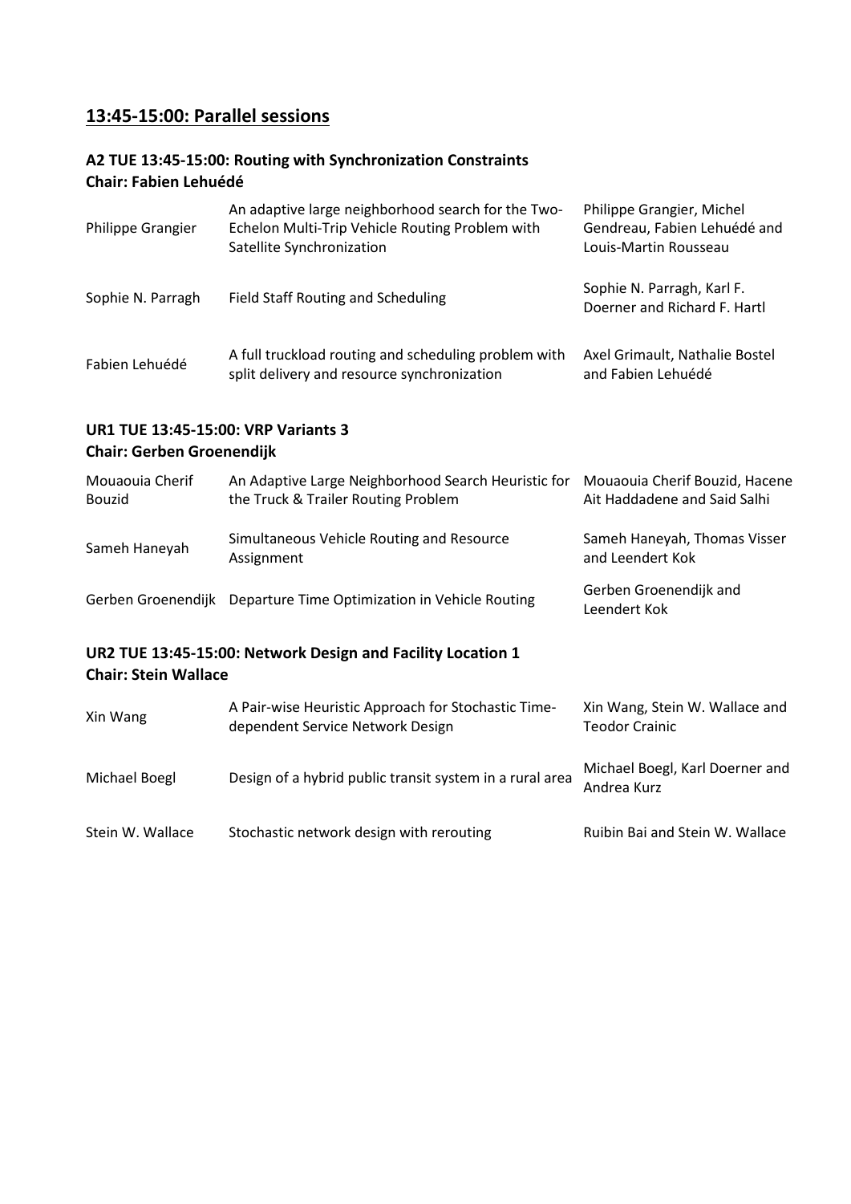## 13:45-15:00: Parallel sessions

### A2 TUE 13:45-15:00: Routing with Synchronization Constraints
**Chair: Fabien Lehuédé**

| | | |
|---|---|---|
| Philippe Grangier | An adaptive large neighborhood search for the Two-Echelon Multi-Trip Vehicle Routing Problem with Satellite Synchronization | Philippe Grangier, Michel Gendreau, Fabien Lehuédé and Louis-Martin Rousseau |
| Sophie N. Parragh | Field Staff Routing and Scheduling | Sophie N. Parragh, Karl F. Doerner and Richard F. Hartl |
| Fabien Lehuédé | A full truckload routing and scheduling problem with split delivery and resource synchronization | Axel Grimault, Nathalie Bostel and Fabien Lehuédé |

### UR1 TUE 13:45-15:00: VRP Variants 3
**Chair: Gerben Groenendijk**

| | | |
|---|---|---|
| Mouaouia Cherif Bouzid | An Adaptive Large Neighborhood Search Heuristic for the Truck & Trailer Routing Problem | Mouaouia Cherif Bouzid, Hacene Ait Haddadene and Said Salhi |
| Sameh Haneyah | Simultaneous Vehicle Routing and Resource Assignment | Sameh Haneyah, Thomas Visser and Leendert Kok |
| Gerben Groenendijk | Departure Time Optimization in Vehicle Routing | Gerben Groenendijk and Leendert Kok |

### UR2 TUE 13:45-15:00: Network Design and Facility Location 1
**Chair: Stein Wallace**

| | | |
|---|---|---|
| Xin Wang | A Pair-wise Heuristic Approach for Stochastic Time-dependent Service Network Design | Xin Wang, Stein W. Wallace and Teodor Crainic |
| Michael Boegl | Design of a hybrid public transit system in a rural area | Michael Boegl, Karl Doerner and Andrea Kurz |
| Stein W. Wallace | Stochastic network design with rerouting | Ruibin Bai and Stein W. Wallace |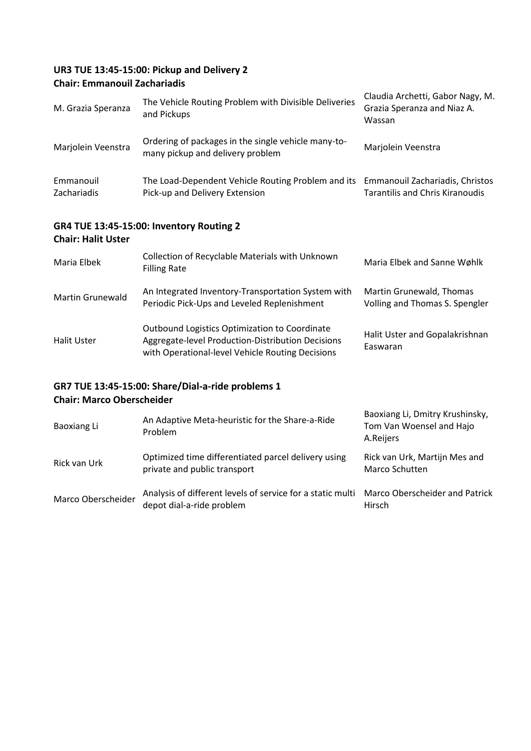**UR3 TUE 13:45-15:00: Pickup and Delivery 2**
**Chair: Emmanouil Zachariadis**

| | | |
|---|---|---|
| M. Grazia Speranza | The Vehicle Routing Problem with Divisible Deliveries and Pickups | Claudia Archetti, Gabor Nagy, M. Grazia Speranza and Niaz A. Wassan |
| Marjolein Veenstra | Ordering of packages in the single vehicle many-to-many pickup and delivery problem | Marjolein Veenstra |
| Emmanouil Zachariadis | The Load-Dependent Vehicle Routing Problem and its Pick-up and Delivery Extension | Emmanouil Zachariadis, Christos Tarantilis and Chris Kiranoudis |

**GR4 TUE 13:45-15:00: Inventory Routing 2**
**Chair: Halit Uster**

| | | |
|---|---|---|
| Maria Elbek | Collection of Recyclable Materials with Unknown Filling Rate | Maria Elbek and Sanne Wøhlk |
| Martin Grunewald | An Integrated Inventory-Transportation System with Periodic Pick-Ups and Leveled Replenishment | Martin Grunewald, Thomas Volling and Thomas S. Spengler |
| Halit Uster | Outbound Logistics Optimization to Coordinate Aggregate-level Production-Distribution Decisions with Operational-level Vehicle Routing Decisions | Halit Uster and Gopalakrishnan Easwaran |

**GR7 TUE 13:45-15:00: Share/Dial-a-ride problems 1**
**Chair: Marco Oberscheider**

| | | |
|---|---|---|
| Baoxiang Li | An Adaptive Meta-heuristic for the Share-a-Ride Problem | Baoxiang Li, Dmitry Krushinsky, Tom Van Woensel and Hajo A.Reijers |
| Rick van Urk | Optimized time differentiated parcel delivery using private and public transport | Rick van Urk, Martijn Mes and Marco Schutten |
| Marco Oberscheider | Analysis of different levels of service for a static multi depot dial-a-ride problem | Marco Oberscheider and Patrick Hirsch |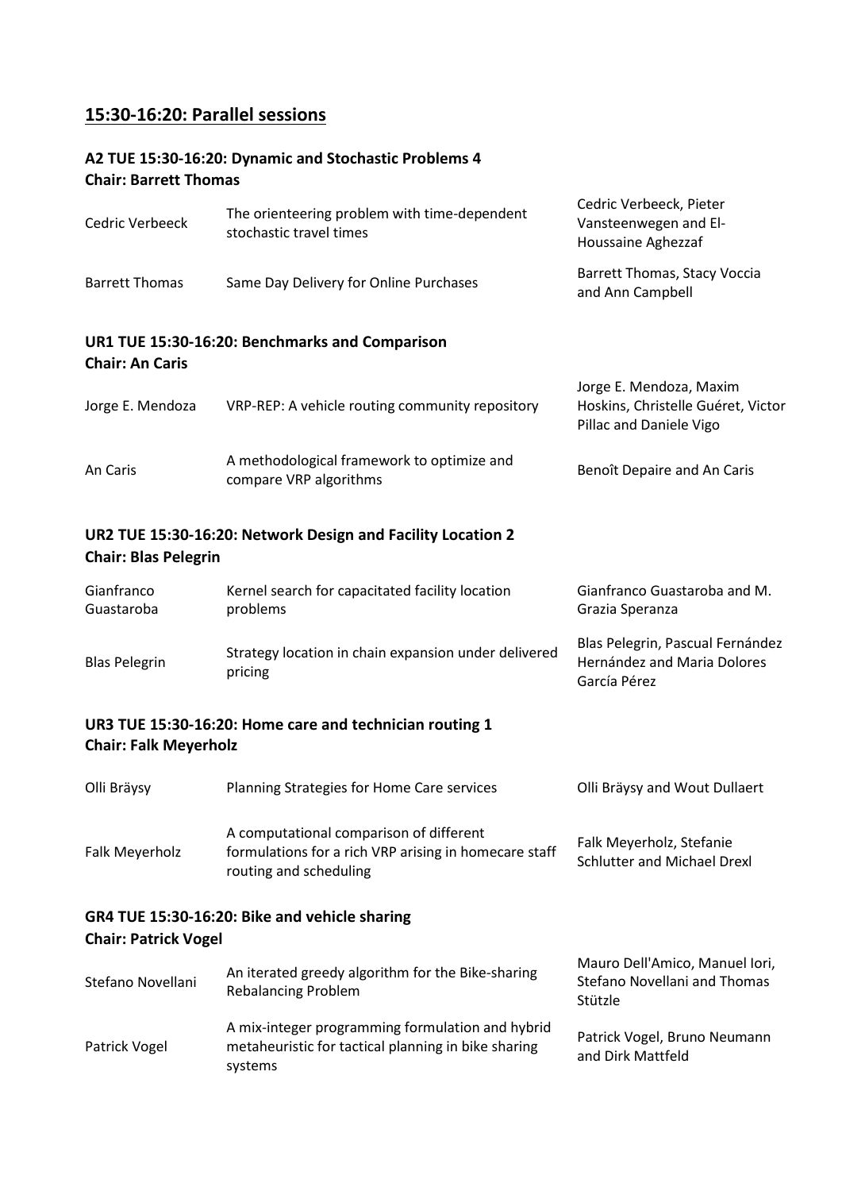## 15:30-16:20: Parallel sessions

### A2 TUE 15:30-16:20: Dynamic and Stochastic Problems 4
**Chair: Barrett Thomas**

| | | |
|---|---|---|
| Cedric Verbeeck | The orienteering problem with time-dependent stochastic travel times | Cedric Verbeeck, Pieter Vansteenwegen and El-Houssaine Aghezzaf |
| Barrett Thomas | Same Day Delivery for Online Purchases | Barrett Thomas, Stacy Voccia and Ann Campbell |

### UR1 TUE 15:30-16:20: Benchmarks and Comparison
**Chair: An Caris**

| | | |
|---|---|---|
| Jorge E. Mendoza | VRP-REP: A vehicle routing community repository | Jorge E. Mendoza, Maxim Hoskins, Christelle Guéret, Victor Pillac and Daniele Vigo |
| An Caris | A methodological framework to optimize and compare VRP algorithms | Benoît Depaire and An Caris |

### UR2 TUE 15:30-16:20: Network Design and Facility Location 2
**Chair: Blas Pelegrin**

| | | |
|---|---|---|
| Gianfranco Guastaroba | Kernel search for capacitated facility location problems | Gianfranco Guastaroba and M. Grazia Speranza |
| Blas Pelegrin | Strategy location in chain expansion under delivered pricing | Blas Pelegrin, Pascual Fernández Hernández and Maria Dolores García Pérez |

### UR3 TUE 15:30-16:20: Home care and technician routing 1
**Chair: Falk Meyerholz**

| | | |
|---|---|---|
| Olli Bräysy | Planning Strategies for Home Care services | Olli Bräysy and Wout Dullaert |
| Falk Meyerholz | A computational comparison of different formulations for a rich VRP arising in homecare staff routing and scheduling | Falk Meyerholz, Stefanie Schlutter and Michael Drexl |

### GR4 TUE 15:30-16:20: Bike and vehicle sharing
**Chair: Patrick Vogel**

| | | |
|---|---|---|
| Stefano Novellani | An iterated greedy algorithm for the Bike-sharing Rebalancing Problem | Mauro Dell'Amico, Manuel Iori, Stefano Novellani and Thomas Stützle |
| Patrick Vogel | A mix-integer programming formulation and hybrid metaheuristic for tactical planning in bike sharing systems | Patrick Vogel, Bruno Neumann and Dirk Mattfeld |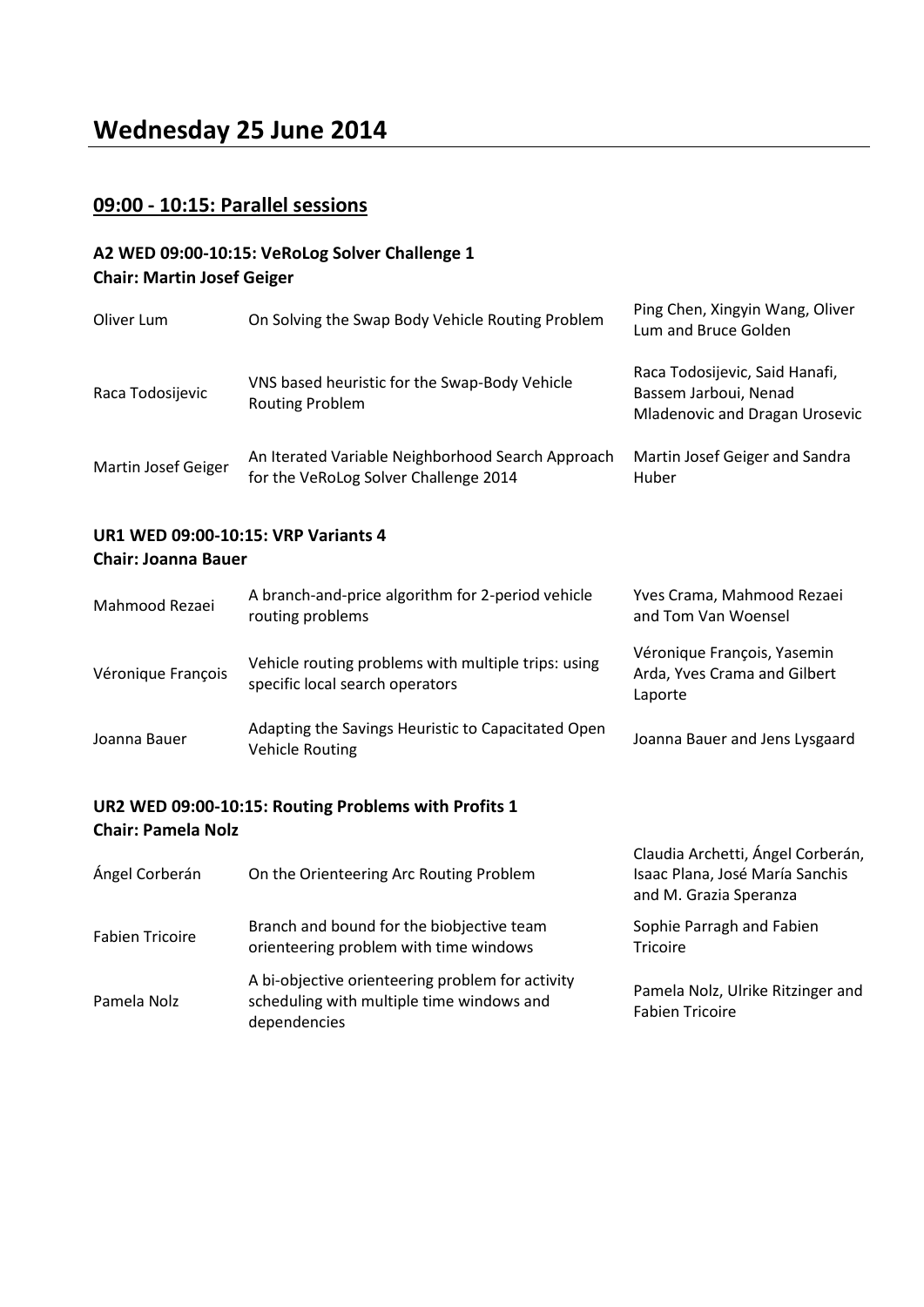# Wednesday 25 June 2014

## 09:00 - 10:15: Parallel sessions

### A2 WED 09:00-10:15: VeRoLog Solver Challenge 1
**Chair: Martin Josef Geiger**

| | | |
|---|---|---|
| Oliver Lum | On Solving the Swap Body Vehicle Routing Problem | Ping Chen, Xingyin Wang, Oliver Lum and Bruce Golden |
| Raca Todosijevic | VNS based heuristic for the Swap-Body Vehicle Routing Problem | Raca Todosijevic, Said Hanafi, Bassem Jarboui, Nenad Mladenovic and Dragan Urosevic |
| Martin Josef Geiger | An Iterated Variable Neighborhood Search Approach for the VeRoLog Solver Challenge 2014 | Martin Josef Geiger and Sandra Huber |

### UR1 WED 09:00-10:15: VRP Variants 4
**Chair: Joanna Bauer**

| | | |
|---|---|---|
| Mahmood Rezaei | A branch-and-price algorithm for 2-period vehicle routing problems | Yves Crama, Mahmood Rezaei and Tom Van Woensel |
| Véronique François | Vehicle routing problems with multiple trips: using specific local search operators | Véronique François, Yasemin Arda, Yves Crama and Gilbert Laporte |
| Joanna Bauer | Adapting the Savings Heuristic to Capacitated Open Vehicle Routing | Joanna Bauer and Jens Lysgaard |

### UR2 WED 09:00-10:15: Routing Problems with Profits 1
**Chair: Pamela Nolz**

| | | |
|---|---|---|
| Ángel Corberán | On the Orienteering Arc Routing Problem | Claudia Archetti, Ángel Corberán, Isaac Plana, José María Sanchis and M. Grazia Speranza |
| Fabien Tricoire | Branch and bound for the biobjective team orienteering problem with time windows | Sophie Parragh and Fabien Tricoire |
| Pamela Nolz | A bi-objective orienteering problem for activity scheduling with multiple time windows and dependencies | Pamela Nolz, Ulrike Ritzinger and Fabien Tricoire |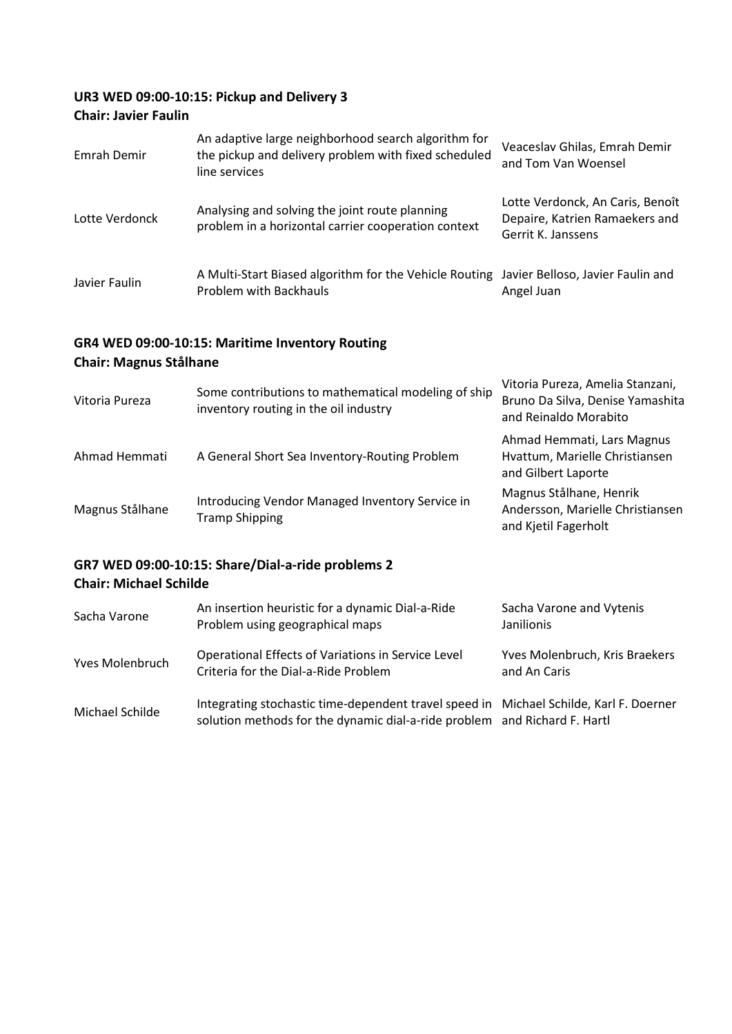**UR3 WED 09:00-10:15: Pickup and Delivery 3**
**Chair: Javier Faulin**

| | | |
|---|---|---|
| Emrah Demir | An adaptive large neighborhood search algorithm for the pickup and delivery problem with fixed scheduled line services | Veaceslav Ghilas, Emrah Demir and Tom Van Woensel |
| Lotte Verdonck | Analysing and solving the joint route planning problem in a horizontal carrier cooperation context | Lotte Verdonck, An Caris, Benoît Depaire, Katrien Ramaekers and Gerrit K. Janssens |
| Javier Faulin | A Multi-Start Biased algorithm for the Vehicle Routing Problem with Backhauls | Javier Belloso, Javier Faulin and Angel Juan |

**GR4 WED 09:00-10:15: Maritime Inventory Routing**
**Chair: Magnus Stålhane**

| | | |
|---|---|---|
| Vitoria Pureza | Some contributions to mathematical modeling of ship inventory routing in the oil industry | Vitoria Pureza, Amelia Stanzani, Bruno Da Silva, Denise Yamashita and Reinaldo Morabito |
| Ahmad Hemmati | A General Short Sea Inventory-Routing Problem | Ahmad Hemmati, Lars Magnus Hvattum, Marielle Christiansen and Gilbert Laporte |
| Magnus Stålhane | Introducing Vendor Managed Inventory Service in Tramp Shipping | Magnus Stålhane, Henrik Andersson, Marielle Christiansen and Kjetil Fagerholt |

**GR7 WED 09:00-10:15: Share/Dial-a-ride problems 2**
**Chair: Michael Schilde**

| | | |
|---|---|---|
| Sacha Varone | An insertion heuristic for a dynamic Dial-a-Ride Problem using geographical maps | Sacha Varone and Vytenis Janilionis |
| Yves Molenbruch | Operational Effects of Variations in Service Level Criteria for the Dial-a-Ride Problem | Yves Molenbruch, Kris Braekers and An Caris |
| Michael Schilde | Integrating stochastic time-dependent travel speed in solution methods for the dynamic dial-a-ride problem | Michael Schilde, Karl F. Doerner and Richard F. Hartl |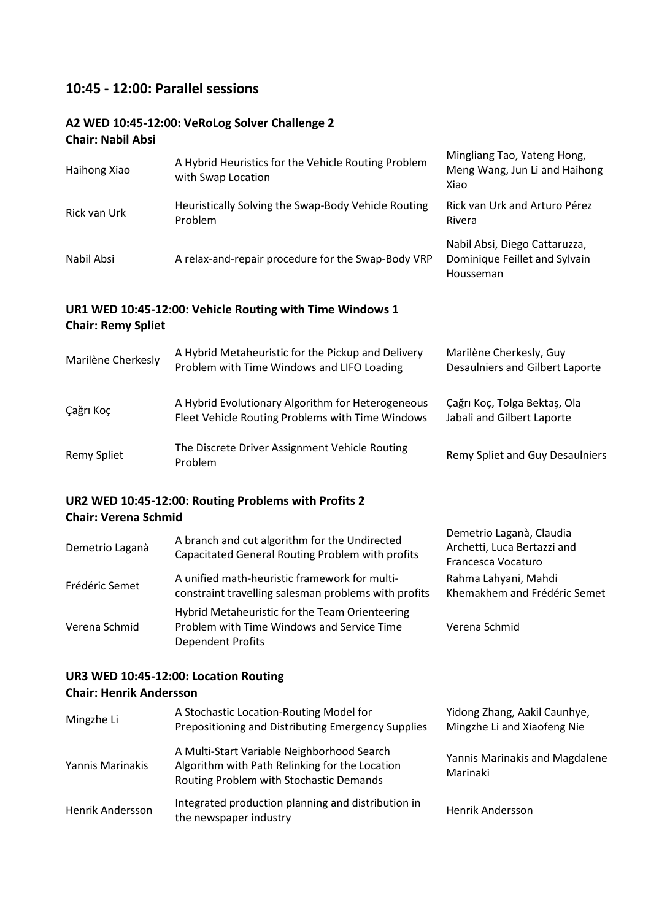## 10:45 - 12:00: Parallel sessions

### A2 WED 10:45-12:00: VeRoLog Solver Challenge 2
**Chair: Nabil Absi**

| | | |
|---|---|---|
| Haihong Xiao | A Hybrid Heuristics for the Vehicle Routing Problem with Swap Location | Mingliang Tao, Yateng Hong, Meng Wang, Jun Li and Haihong Xiao |
| Rick van Urk | Heuristically Solving the Swap-Body Vehicle Routing Problem | Rick van Urk and Arturo Pérez Rivera |
| Nabil Absi | A relax-and-repair procedure for the Swap-Body VRP | Nabil Absi, Diego Cattaruzza, Dominique Feillet and Sylvain Housseman |

### UR1 WED 10:45-12:00: Vehicle Routing with Time Windows 1
**Chair: Remy Spliet**

| | | |
|---|---|---|
| Marilène Cherkesly | A Hybrid Metaheuristic for the Pickup and Delivery Problem with Time Windows and LIFO Loading | Marilène Cherkesly, Guy Desaulniers and Gilbert Laporte |
| Çağrı Koç | A Hybrid Evolutionary Algorithm for Heterogeneous Fleet Vehicle Routing Problems with Time Windows | Çağrı Koç, Tolga Bektaş, Ola Jabali and Gilbert Laporte |
| Remy Spliet | The Discrete Driver Assignment Vehicle Routing Problem | Remy Spliet and Guy Desaulniers |

### UR2 WED 10:45-12:00: Routing Problems with Profits 2
**Chair: Verena Schmid**

| | | |
|---|---|---|
| Demetrio Laganà | A branch and cut algorithm for the Undirected Capacitated General Routing Problem with profits | Demetrio Laganà, Claudia Archetti, Luca Bertazzi and Francesca Vocaturo |
| Frédéric Semet | A unified math-heuristic framework for multi-constraint travelling salesman problems with profits | Rahma Lahyani, Mahdi Khemakhem and Frédéric Semet |
| Verena Schmid | Hybrid Metaheuristic for the Team Orienteering Problem with Time Windows and Service Time Dependent Profits | Verena Schmid |

### UR3 WED 10:45-12:00: Location Routing
**Chair: Henrik Andersson**

| | | |
|---|---|---|
| Mingzhe Li | A Stochastic Location-Routing Model for Prepositioning and Distributing Emergency Supplies | Yidong Zhang, Aakil Caunhye, Mingzhe Li and Xiaofeng Nie |
| Yannis Marinakis | A Multi-Start Variable Neighborhood Search Algorithm with Path Relinking for the Location Routing Problem with Stochastic Demands | Yannis Marinakis and Magdalene Marinaki |
| Henrik Andersson | Integrated production planning and distribution in the newspaper industry | Henrik Andersson |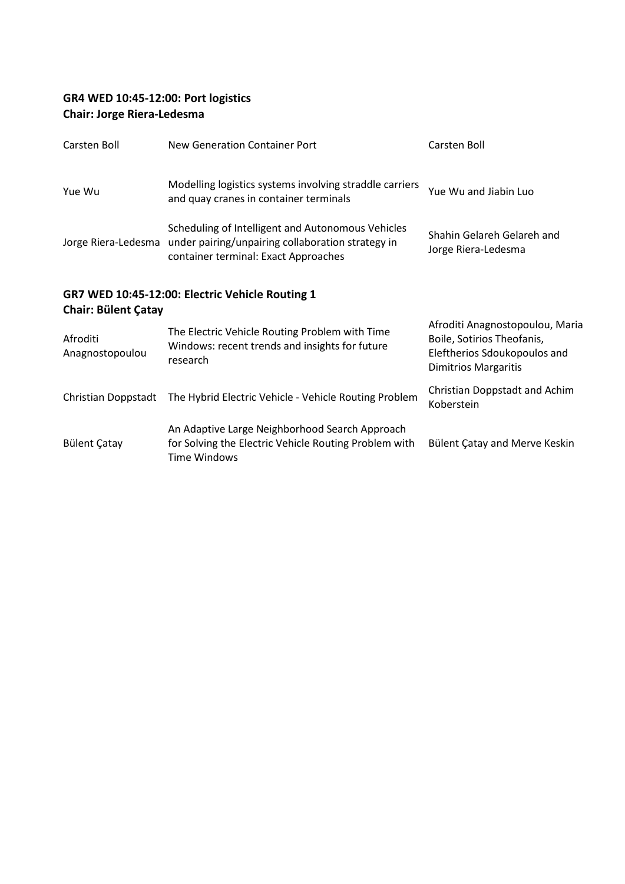**GR4 WED 10:45-12:00: Port logistics**
**Chair: Jorge Riera-Ledesma**

| | | |
|---|---|---|
| Carsten Boll | New Generation Container Port | Carsten Boll |
| Yue Wu | Modelling logistics systems involving straddle carriers and quay cranes in container terminals | Yue Wu and Jiabin Luo |
| Jorge Riera-Ledesma | Scheduling of Intelligent and Autonomous Vehicles under pairing/unpairing collaboration strategy in container terminal: Exact Approaches | Shahin Gelareh Gelareh and Jorge Riera-Ledesma |

**GR7 WED 10:45-12:00: Electric Vehicle Routing 1**
**Chair: Bülent Çatay**

| | | |
|---|---|---|
| Afroditi Anagnostopoulou | The Electric Vehicle Routing Problem with Time Windows: recent trends and insights for future research | Afroditi Anagnostopoulou, Maria Boile, Sotirios Theofanis, Eleftherios Sdoukopoulos and Dimitrios Margaritis |
| Christian Doppstadt | The Hybrid Electric Vehicle - Vehicle Routing Problem | Christian Doppstadt and Achim Koberstein |
| Bülent Çatay | An Adaptive Large Neighborhood Search Approach for Solving the Electric Vehicle Routing Problem with Time Windows | Bülent Çatay and Merve Keskin |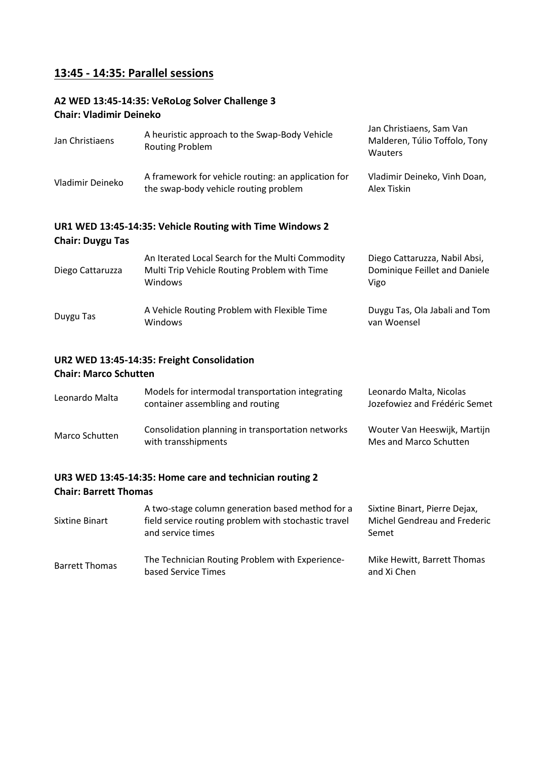## 13:45 - 14:35: Parallel sessions

### A2 WED 13:45-14:35: VeRoLog Solver Challenge 3
**Chair: Vladimir Deineko**

| | | |
|---|---|---|
| Jan Christiaens | A heuristic approach to the Swap-Body Vehicle Routing Problem | Jan Christiaens, Sam Van Malderen, Túlio Toffolo, Tony Wauters |
| Vladimir Deineko | A framework for vehicle routing: an application for the swap-body vehicle routing problem | Vladimir Deineko, Vinh Doan, Alex Tiskin |

### UR1 WED 13:45-14:35: Vehicle Routing with Time Windows 2
**Chair: Duygu Tas**

| | | |
|---|---|---|
| Diego Cattaruzza | An Iterated Local Search for the Multi Commodity Multi Trip Vehicle Routing Problem with Time Windows | Diego Cattaruzza, Nabil Absi, Dominique Feillet and Daniele Vigo |
| Duygu Tas | A Vehicle Routing Problem with Flexible Time Windows | Duygu Tas, Ola Jabali and Tom van Woensel |

### UR2 WED 13:45-14:35: Freight Consolidation
**Chair: Marco Schutten**

| | | |
|---|---|---|
| Leonardo Malta | Models for intermodal transportation integrating container assembling and routing | Leonardo Malta, Nicolas Jozefowiez and Frédéric Semet |
| Marco Schutten | Consolidation planning in transportation networks with transshipments | Wouter Van Heeswijk, Martijn Mes and Marco Schutten |

### UR3 WED 13:45-14:35: Home care and technician routing 2
**Chair: Barrett Thomas**

| | | |
|---|---|---|
| Sixtine Binart | A two-stage column generation based method for a field service routing problem with stochastic travel and service times | Sixtine Binart, Pierre Dejax, Michel Gendreau and Frederic Semet |
| Barrett Thomas | The Technician Routing Problem with Experience-based Service Times | Mike Hewitt, Barrett Thomas and Xi Chen |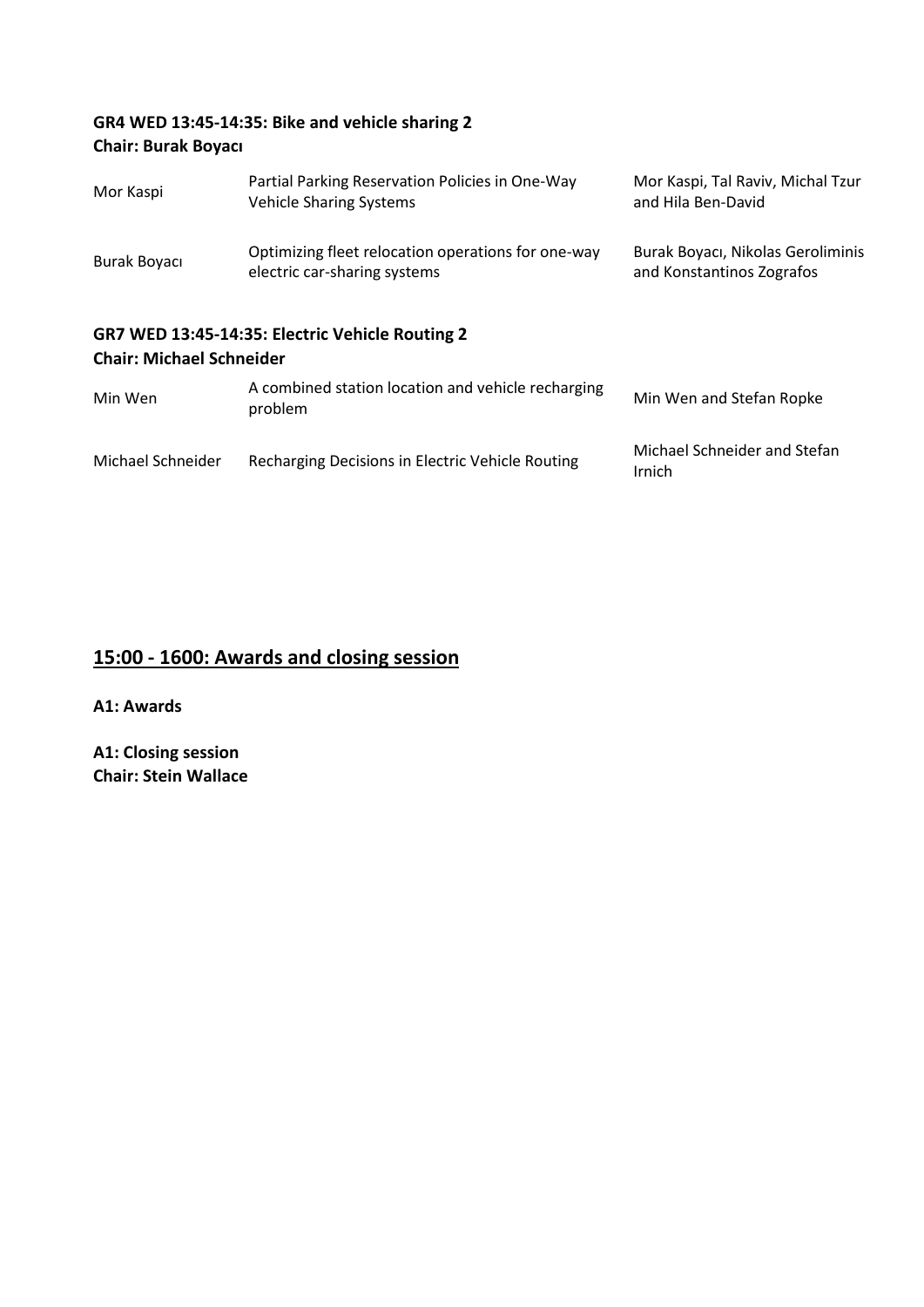**GR4 WED 13:45-14:35: Bike and vehicle sharing 2**
**Chair: Burak Boyacı**

| | | |
|---|---|---|
| Mor Kaspi | Partial Parking Reservation Policies in One-Way Vehicle Sharing Systems | Mor Kaspi, Tal Raviv, Michal Tzur and Hila Ben-David |
| Burak Boyacı | Optimizing fleet relocation operations for one-way electric car-sharing systems | Burak Boyacı, Nikolas Geroliminis and Konstantinos Zografos |

**GR7 WED 13:45-14:35: Electric Vehicle Routing 2**
**Chair: Michael Schneider**

| | | |
|---|---|---|
| Min Wen | A combined station location and vehicle recharging problem | Min Wen and Stefan Ropke |
| Michael Schneider | Recharging Decisions in Electric Vehicle Routing | Michael Schneider and Stefan Irnich |

## **15:00 - 1600: Awards and closing session**

**A1: Awards**

**A1: Closing session**
**Chair: Stein Wallace**